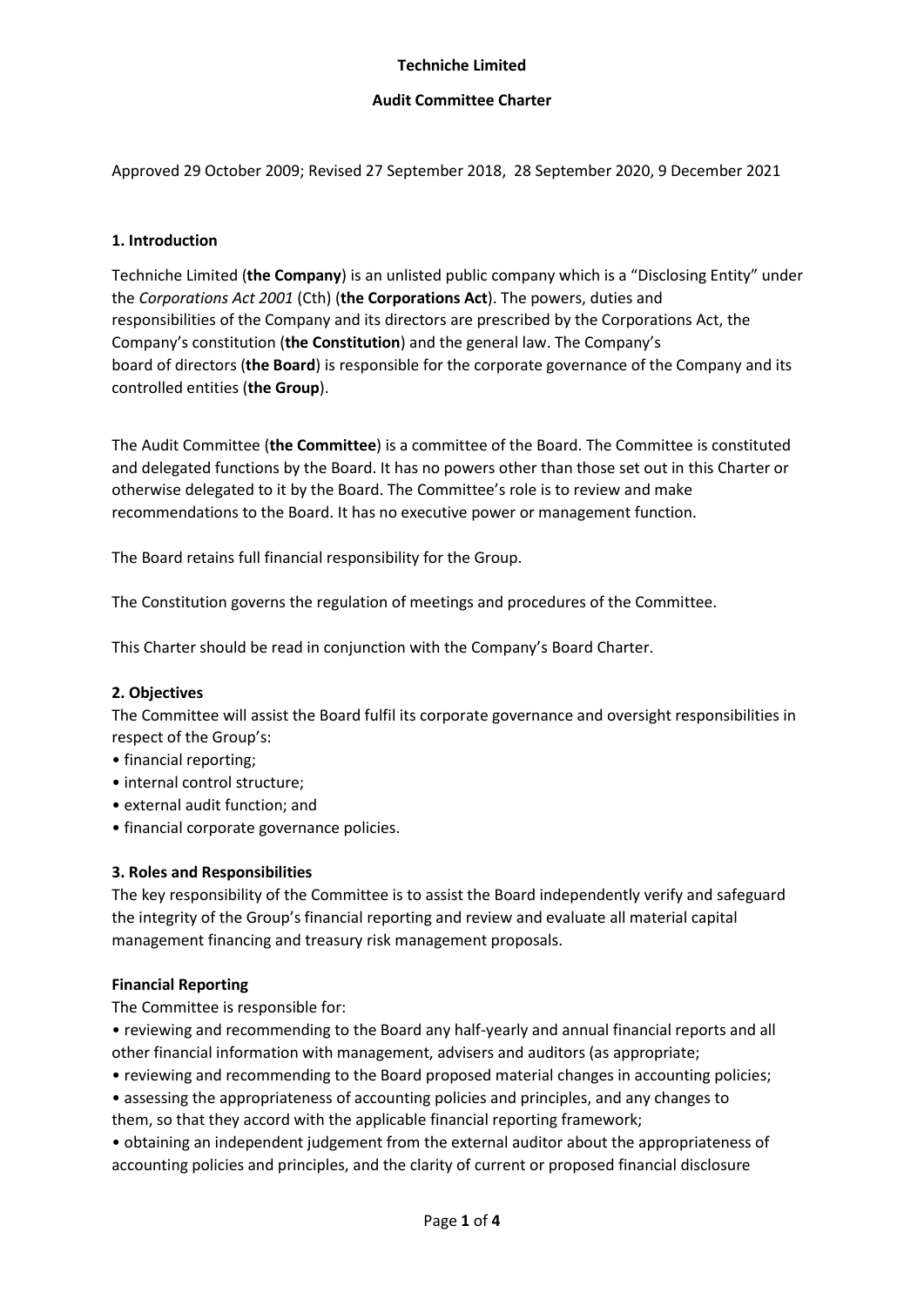**Techniche Limited**

**Audit Committee Charter**

Approved 29 October 2009; Revised 27 September 2018, 28 September 2020, 9 December 2021

## 1. Introduction

Techniche Limited (**the Company**) is an unlisted public company which is a "Disclosing Entity" under the *Corporations Act 2001* (Cth) (**the Corporations Act**). The powers, duties and responsibilities of the Company and its directors are prescribed by the Corporations Act, the Company's constitution (**the Constitution**) and the general law. The Company's board of directors (**the Board**) is responsible for the corporate governance of the Company and its controlled entities (**the Group**).

The Audit Committee (**the Committee**) is a committee of the Board. The Committee is constituted and delegated functions by the Board. It has no powers other than those set out in this Charter or otherwise delegated to it by the Board. The Committee's role is to review and make recommendations to the Board. It has no executive power or management function.

The Board retains full financial responsibility for the Group.

The Constitution governs the regulation of meetings and procedures of the Committee.

This Charter should be read in conjunction with the Company's Board Charter.

## 2. Objectives

The Committee will assist the Board fulfil its corporate governance and oversight responsibilities in respect of the Group's:

- financial reporting;
- internal control structure;
- external audit function; and
- financial corporate governance policies.

## 3. Roles and Responsibilities

The key responsibility of the Committee is to assist the Board independently verify and safeguard the integrity of the Group's financial reporting and review and evaluate all material capital management financing and treasury risk management proposals.

### Financial Reporting

The Committee is responsible for:

- reviewing and recommending to the Board any half-yearly and annual financial reports and all other financial information with management, advisers and auditors (as appropriate;
- reviewing and recommending to the Board proposed material changes in accounting policies;
- assessing the appropriateness of accounting policies and principles, and any changes to them, so that they accord with the applicable financial reporting framework;
- obtaining an independent judgement from the external auditor about the appropriateness of accounting policies and principles, and the clarity of current or proposed financial disclosure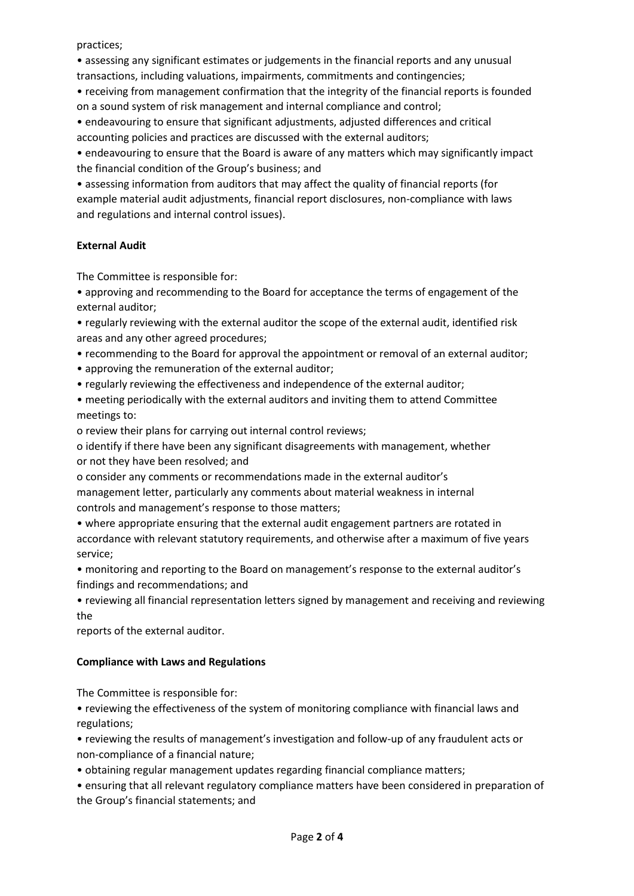practices;

- assessing any significant estimates or judgements in the financial reports and any unusual transactions, including valuations, impairments, commitments and contingencies;
- receiving from management confirmation that the integrity of the financial reports is founded on a sound system of risk management and internal compliance and control;
- endeavouring to ensure that significant adjustments, adjusted differences and critical accounting policies and practices are discussed with the external auditors;
- endeavouring to ensure that the Board is aware of any matters which may significantly impact the financial condition of the Group's business; and
- assessing information from auditors that may affect the quality of financial reports (for example material audit adjustments, financial report disclosures, non-compliance with laws and regulations and internal control issues).

**External Audit**

The Committee is responsible for:

- approving and recommending to the Board for acceptance the terms of engagement of the external auditor;
- regularly reviewing with the external auditor the scope of the external audit, identified risk areas and any other agreed procedures;
- recommending to the Board for approval the appointment or removal of an external auditor;
- approving the remuneration of the external auditor;
- regularly reviewing the effectiveness and independence of the external auditor;
- meeting periodically with the external auditors and inviting them to attend Committee meetings to:
  - review their plans for carrying out internal control reviews;
  - identify if there have been any significant disagreements with management, whether or not they have been resolved; and
  - consider any comments or recommendations made in the external auditor's management letter, particularly any comments about material weakness in internal controls and management's response to those matters;
- where appropriate ensuring that the external audit engagement partners are rotated in accordance with relevant statutory requirements, and otherwise after a maximum of five years service;
- monitoring and reporting to the Board on management's response to the external auditor's findings and recommendations; and
- reviewing all financial representation letters signed by management and receiving and reviewing the reports of the external auditor.

**Compliance with Laws and Regulations**

The Committee is responsible for:

- reviewing the effectiveness of the system of monitoring compliance with financial laws and regulations;
- reviewing the results of management's investigation and follow-up of any fraudulent acts or non-compliance of a financial nature;
- obtaining regular management updates regarding financial compliance matters;
- ensuring that all relevant regulatory compliance matters have been considered in preparation of the Group's financial statements; and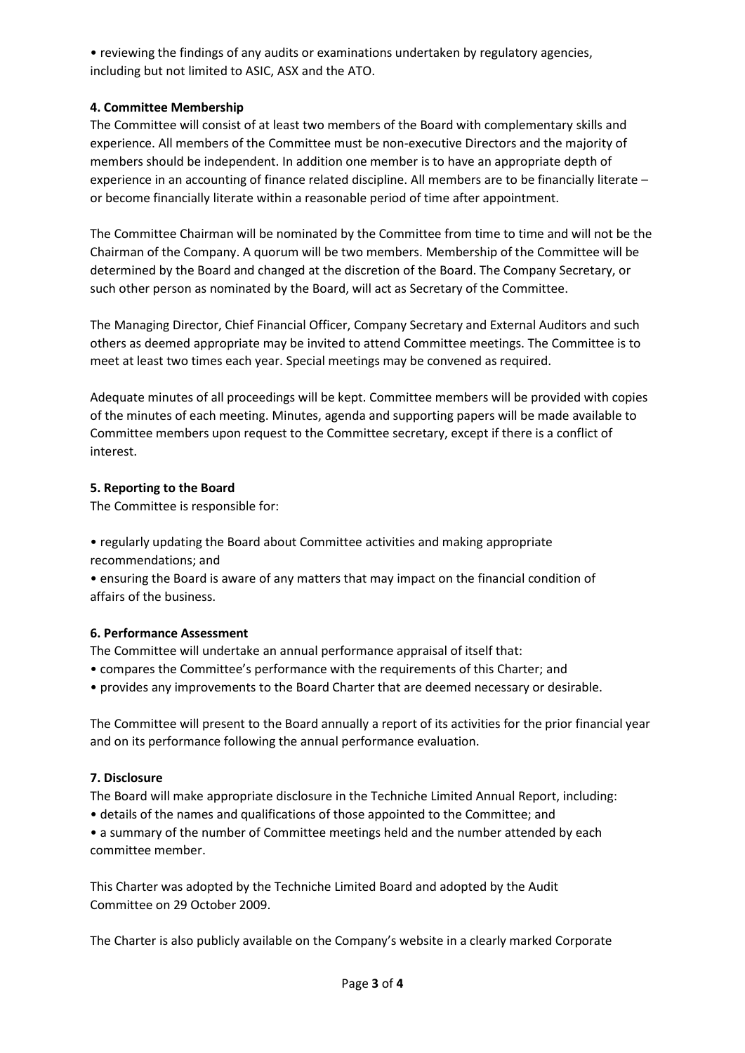• reviewing the findings of any audits or examinations undertaken by regulatory agencies, including but not limited to ASIC, ASX and the ATO.

### 4. Committee Membership

The Committee will consist of at least two members of the Board with complementary skills and experience. All members of the Committee must be non-executive Directors and the majority of members should be independent. In addition one member is to have an appropriate depth of experience in an accounting of finance related discipline. All members are to be financially literate – or become financially literate within a reasonable period of time after appointment.

The Committee Chairman will be nominated by the Committee from time to time and will not be the Chairman of the Company. A quorum will be two members. Membership of the Committee will be determined by the Board and changed at the discretion of the Board. The Company Secretary, or such other person as nominated by the Board, will act as Secretary of the Committee.

The Managing Director, Chief Financial Officer, Company Secretary and External Auditors and such others as deemed appropriate may be invited to attend Committee meetings. The Committee is to meet at least two times each year. Special meetings may be convened as required.

Adequate minutes of all proceedings will be kept. Committee members will be provided with copies of the minutes of each meeting. Minutes, agenda and supporting papers will be made available to Committee members upon request to the Committee secretary, except if there is a conflict of interest.

### 5. Reporting to the Board

The Committee is responsible for:

• regularly updating the Board about Committee activities and making appropriate recommendations; and

• ensuring the Board is aware of any matters that may impact on the financial condition of affairs of the business.

### 6. Performance Assessment

The Committee will undertake an annual performance appraisal of itself that:

• compares the Committee's performance with the requirements of this Charter; and
• provides any improvements to the Board Charter that are deemed necessary or desirable.

The Committee will present to the Board annually a report of its activities for the prior financial year and on its performance following the annual performance evaluation.

### 7. Disclosure

The Board will make appropriate disclosure in the Techniche Limited Annual Report, including:

• details of the names and qualifications of those appointed to the Committee; and
• a summary of the number of Committee meetings held and the number attended by each committee member.

This Charter was adopted by the Techniche Limited Board and adopted by the Audit Committee on 29 October 2009.

The Charter is also publicly available on the Company's website in a clearly marked Corporate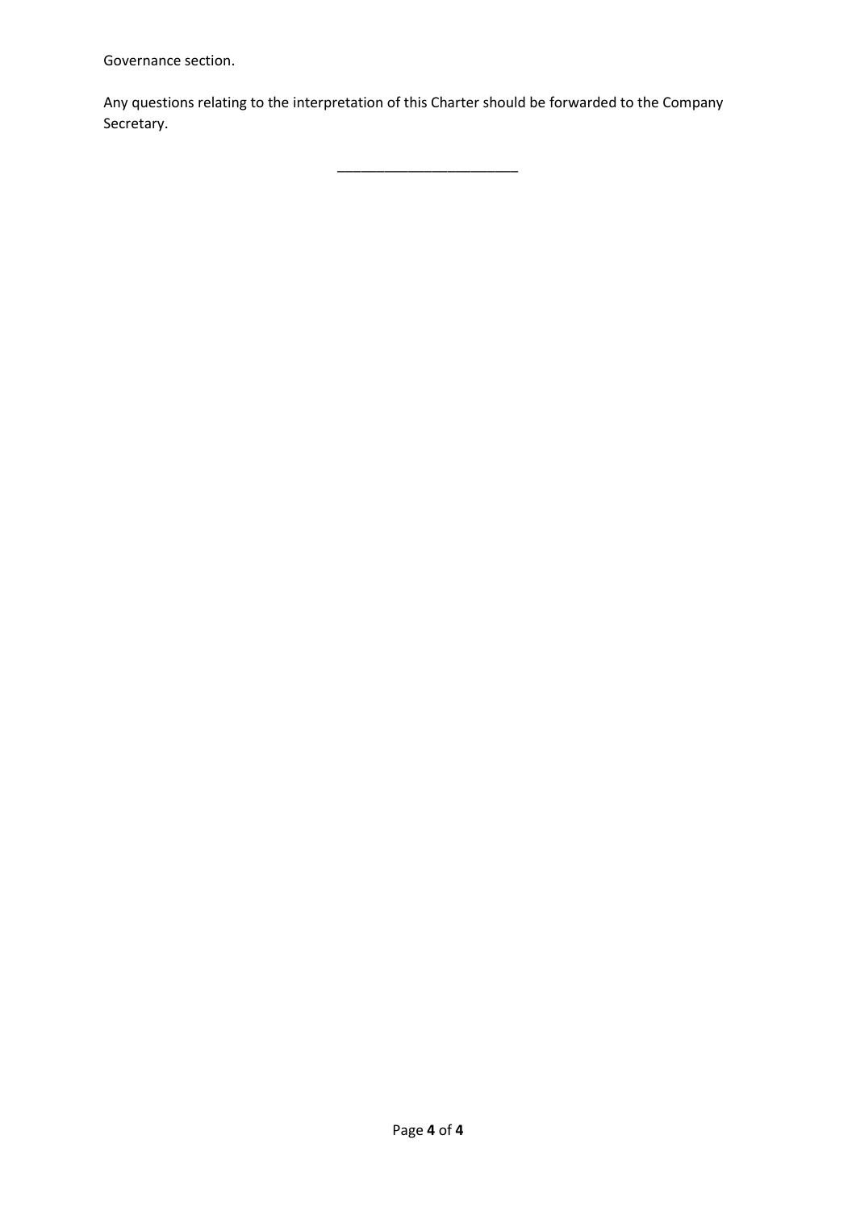Governance section.

Any questions relating to the interpretation of this Charter should be forwarded to the Company Secretary.

_______________________